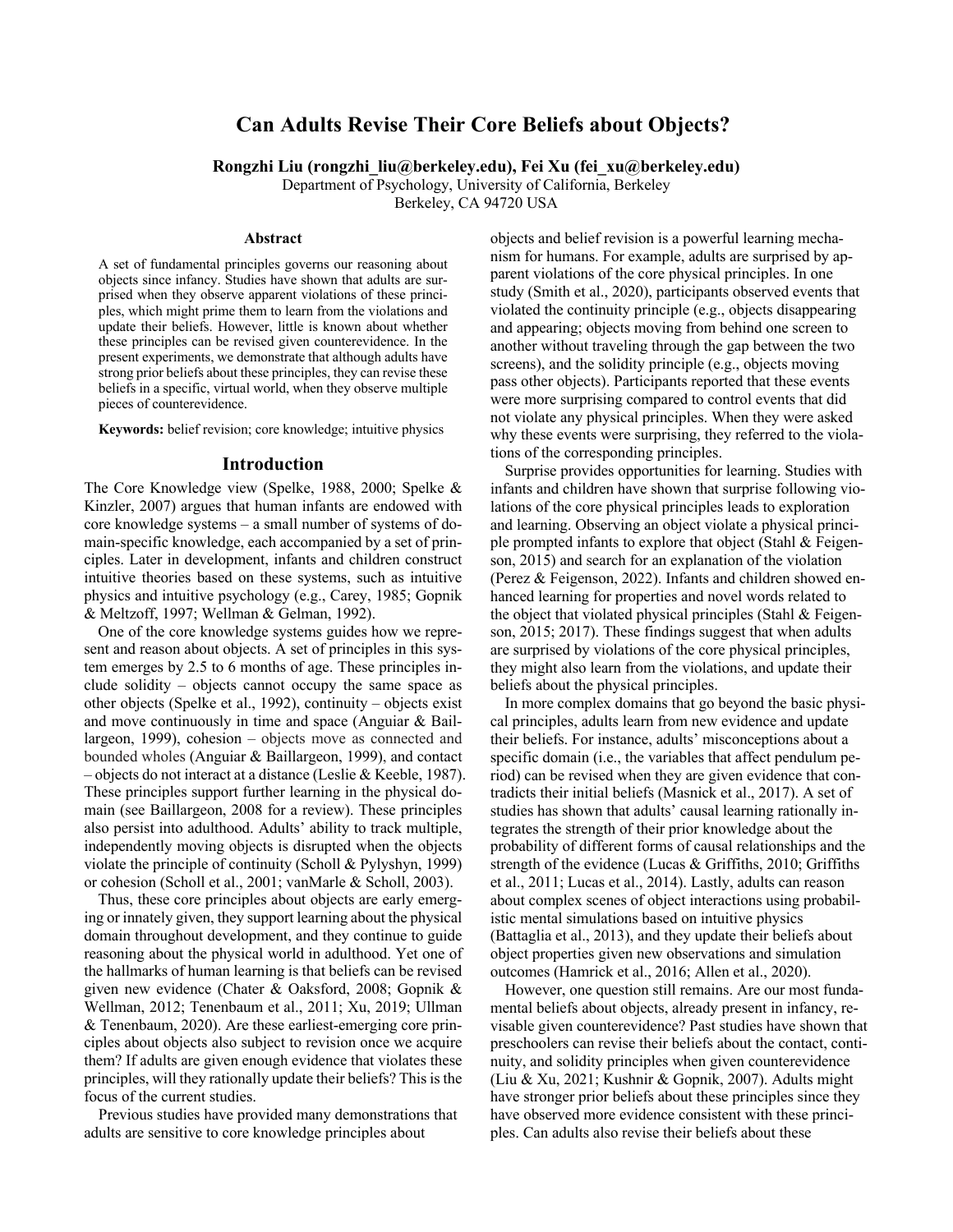# Can Adults Revise Their Core Beliefs about Objects?

**Rongzhi Liu (rongzhi_liu@berkeley.edu), Fei Xu (fei_xu@berkeley.edu)**
Department of Psychology, University of California, Berkeley
Berkeley, CA 94720 USA

## Abstract

A set of fundamental principles governs our reasoning about objects since infancy. Studies have shown that adults are surprised when they observe apparent violations of these principles, which might prime them to learn from the violations and update their beliefs. However, little is known about whether these principles can be revised given counterevidence. In the present experiments, we demonstrate that although adults have strong prior beliefs about these principles, they can revise these beliefs in a specific, virtual world, when they observe multiple pieces of counterevidence.

**Keywords:** belief revision; core knowledge; intuitive physics

## Introduction

The Core Knowledge view (Spelke, 1988, 2000; Spelke & Kinzler, 2007) argues that human infants are endowed with core knowledge systems – a small number of systems of domain-specific knowledge, each accompanied by a set of principles. Later in development, infants and children construct intuitive theories based on these systems, such as intuitive physics and intuitive psychology (e.g., Carey, 1985; Gopnik & Meltzoff, 1997; Wellman & Gelman, 1992).

One of the core knowledge systems guides how we represent and reason about objects. A set of principles in this system emerges by 2.5 to 6 months of age. These principles include solidity – objects cannot occupy the same space as other objects (Spelke et al., 1992), continuity – objects exist and move continuously in time and space (Anguiar & Baillargeon, 1999), cohesion – objects move as connected and bounded wholes (Anguiar & Baillargeon, 1999), and contact – objects do not interact at a distance (Leslie & Keeble, 1987). These principles support further learning in the physical domain (see Baillargeon, 2008 for a review). These principles also persist into adulthood. Adults' ability to track multiple, independently moving objects is disrupted when the objects violate the principle of continuity (Scholl & Pylyshyn, 1999) or cohesion (Scholl et al., 2001; vanMarle & Scholl, 2003).

Thus, these core principles about objects are early emerging or innately given, they support learning about the physical domain throughout development, and they continue to guide reasoning about the physical world in adulthood. Yet one of the hallmarks of human learning is that beliefs can be revised given new evidence (Chater & Oaksford, 2008; Gopnik & Wellman, 2012; Tenenbaum et al., 2011; Xu, 2019; Ullman & Tenenbaum, 2020). Are these earliest-emerging core principles about objects also subject to revision once we acquire them? If adults are given enough evidence that violates these principles, will they rationally update their beliefs? This is the focus of the current studies.

Previous studies have provided many demonstrations that adults are sensitive to core knowledge principles about objects and belief revision is a powerful learning mechanism for humans. For example, adults are surprised by apparent violations of the core physical principles. In one study (Smith et al., 2020), participants observed events that violated the continuity principle (e.g., objects disappearing and appearing; objects moving from behind one screen to another without traveling through the gap between the two screens), and the solidity principle (e.g., objects moving pass other objects). Participants reported that these events were more surprising compared to control events that did not violate any physical principles. When they were asked why these events were surprising, they referred to the violations of the corresponding principles.

Surprise provides opportunities for learning. Studies with infants and children have shown that surprise following violations of the core physical principles leads to exploration and learning. Observing an object violate a physical principle prompted infants to explore that object (Stahl & Feigenson, 2015) and search for an explanation of the violation (Perez & Feigenson, 2022). Infants and children showed enhanced learning for properties and novel words related to the object that violated physical principles (Stahl & Feigenson, 2015; 2017). These findings suggest that when adults are surprised by violations of the core physical principles, they might also learn from the violations, and update their beliefs about the physical principles.

In more complex domains that go beyond the basic physical principles, adults learn from new evidence and update their beliefs. For instance, adults' misconceptions about a specific domain (i.e., the variables that affect pendulum period) can be revised when they are given evidence that contradicts their initial beliefs (Masnick et al., 2017). A set of studies has shown that adults' causal learning rationally integrates the strength of their prior knowledge about the probability of different forms of causal relationships and the strength of the evidence (Lucas & Griffiths, 2010; Griffiths et al., 2011; Lucas et al., 2014). Lastly, adults can reason about complex scenes of object interactions using probabilistic mental simulations based on intuitive physics (Battaglia et al., 2013), and they update their beliefs about object properties given new observations and simulation outcomes (Hamrick et al., 2016; Allen et al., 2020).

However, one question still remains. Are our most fundamental beliefs about objects, already present in infancy, revisable given counterevidence? Past studies have shown that preschoolers can revise their beliefs about the contact, continuity, and solidity principles when given counterevidence (Liu & Xu, 2021; Kushnir & Gopnik, 2007). Adults might have stronger prior beliefs about these principles since they have observed more evidence consistent with these principles. Can adults also revise their beliefs about these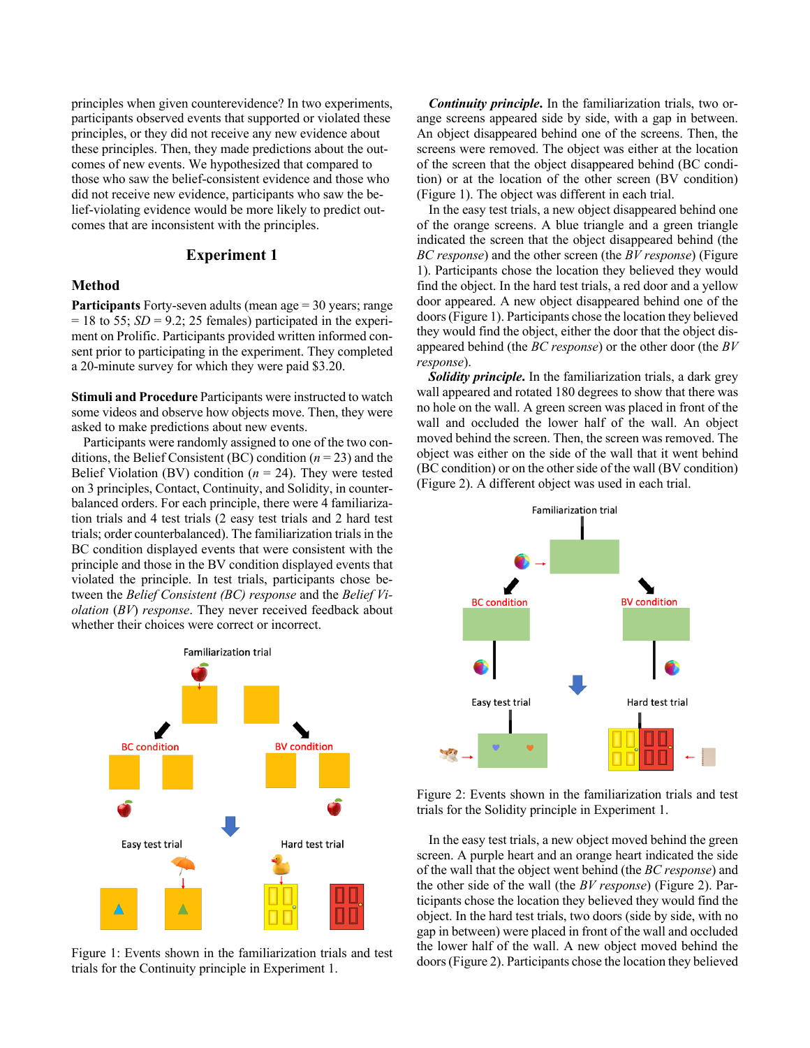principles when given counterevidence? In two experiments, participants observed events that supported or violated these principles, or they did not receive any new evidence about these principles. Then, they made predictions about the outcomes of new events. We hypothesized that compared to those who saw the belief-consistent evidence and those who did not receive new evidence, participants who saw the belief-violating evidence would be more likely to predict outcomes that are inconsistent with the principles.

## Experiment 1

### Method

**Participants** Forty-seven adults (mean age = 30 years; range = 18 to 55; *SD* = 9.2; 25 females) participated in the experiment on Prolific. Participants provided written informed consent prior to participating in the experiment. They completed a 20-minute survey for which they were paid $3.20.

**Stimuli and Procedure** Participants were instructed to watch some videos and observe how objects move. Then, they were asked to make predictions about new events.

Participants were randomly assigned to one of the two conditions, the Belief Consistent (BC) condition ($n$ = 23) and the Belief Violation (BV) condition ($n$ = 24). They were tested on 3 principles, Contact, Continuity, and Solidity, in counterbalanced orders. For each principle, there were 4 familiarization trials and 4 test trials (2 easy test trials and 2 hard test trials; order counterbalanced). The familiarization trials in the BC condition displayed events that were consistent with the principle and those in the BV condition displayed events that violated the principle. In test trials, participants chose between the *Belief Consistent (BC) response* and the *Belief Violation* (*BV*) *response*. They never received feedback about whether their choices were correct or incorrect.

Figure 1: Events shown in the familiarization trials and test trials for the Continuity principle in Experiment 1.

***Continuity principle.*** In the familiarization trials, two orange screens appeared side by side, with a gap in between. An object disappeared behind one of the screens. Then, the screens were removed. The object was either at the location of the screen that the object disappeared behind (BC condition) or at the location of the other screen (BV condition) (Figure 1). The object was different in each trial.

In the easy test trials, a new object disappeared behind one of the orange screens. A blue triangle and a green triangle indicated the screen that the object disappeared behind (the *BC response*) and the other screen (the *BV response*) (Figure 1). Participants chose the location they believed they would find the object. In the hard test trials, a red door and a yellow door appeared. A new object disappeared behind one of the doors (Figure 1). Participants chose the location they believed they would find the object, either the door that the object disappeared behind (the *BC response*) or the other door (the *BV response*).

***Solidity principle.*** In the familiarization trials, a dark grey wall appeared and rotated 180 degrees to show that there was no hole on the wall. A green screen was placed in front of the wall and occluded the lower half of the wall. An object moved behind the screen. Then, the screen was removed. The object was either on the side of the wall that it went behind (BC condition) or on the other side of the wall (BV condition) (Figure 2). A different object was used in each trial.

Figure 2: Events shown in the familiarization trials and test trials for the Solidity principle in Experiment 1.

In the easy test trials, a new object moved behind the green screen. A purple heart and an orange heart indicated the side of the wall that the object went behind (the *BC response*) and the other side of the wall (the *BV response*) (Figure 2). Participants chose the location they believed they would find the object. In the hard test trials, two doors (side by side, with no gap in between) were placed in front of the wall and occluded the lower half of the wall. A new object moved behind the doors (Figure 2). Participants chose the location they believed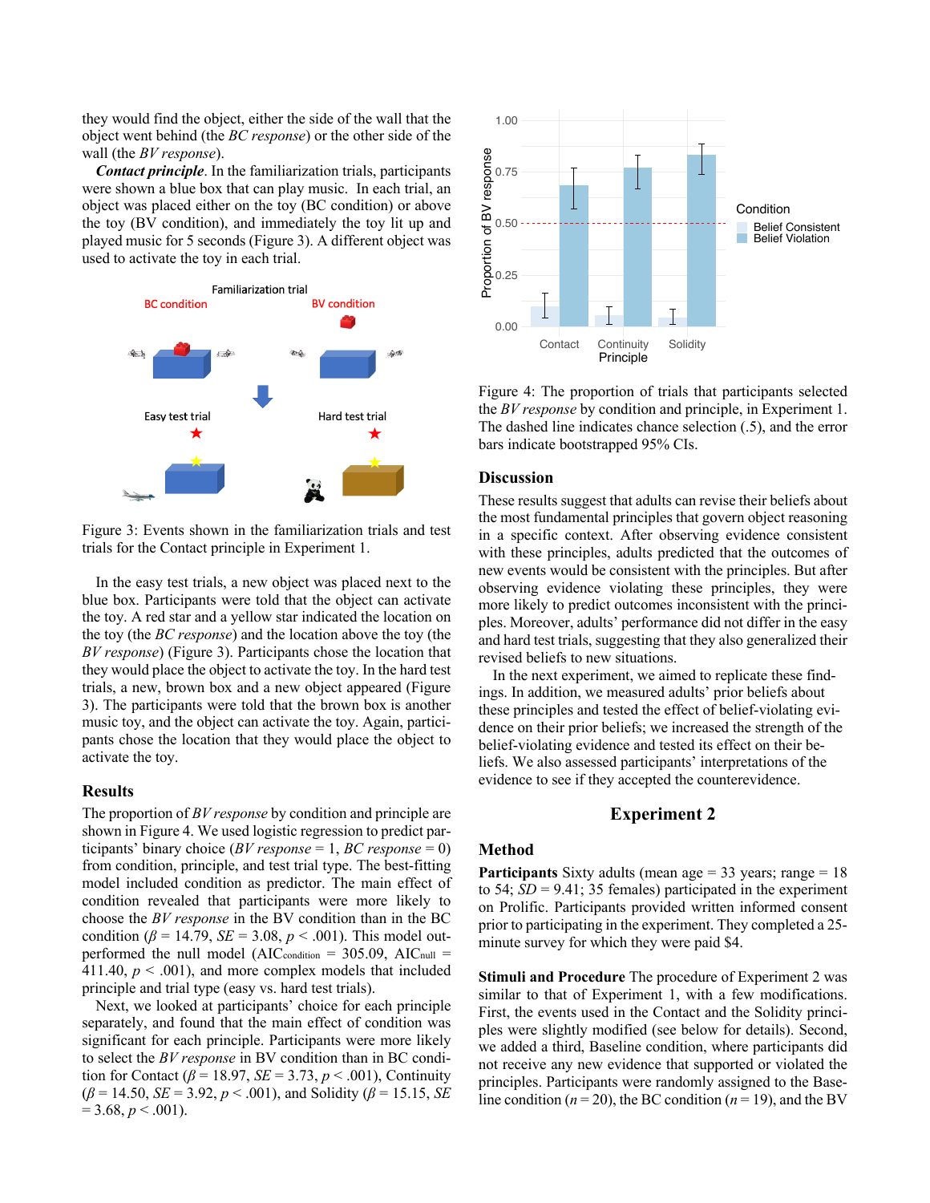they would find the object, either the side of the wall that the object went behind (the *BC response*) or the other side of the wall (the *BV response*).

***Contact principle***. In the familiarization trials, participants were shown a blue box that can play music. In each trial, an object was placed either on the toy (BC condition) or above the toy (BV condition), and immediately the toy lit up and played music for 5 seconds (Figure 3). A different object was used to activate the toy in each trial.

Figure 3: Events shown in the familiarization trials and test trials for the Contact principle in Experiment 1.

In the easy test trials, a new object was placed next to the blue box. Participants were told that the object can activate the toy. A red star and a yellow star indicated the location on the toy (the *BC response*) and the location above the toy (the *BV response*) (Figure 3). Participants chose the location that they would place the object to activate the toy. In the hard test trials, a new, brown box and a new object appeared (Figure 3). The participants were told that the brown box is another music toy, and the object can activate the toy. Again, participants chose the location that they would place the object to activate the toy.

## Results

The proportion of *BV response* by condition and principle are shown in Figure 4. We used logistic regression to predict participants' binary choice (*BV response* = 1, *BC response* = 0) from condition, principle, and test trial type. The best-fitting model included condition as predictor. The main effect of condition revealed that participants were more likely to choose the *BV response* in the BV condition than in the BC condition ($\beta$ = 14.79, *SE* = 3.08, $p < .001$). This model outperformed the null model ($AIC_{condition}$ = 305.09, $AIC_{null}$ = 411.40, $p < .001$), and more complex models that included principle and trial type (easy vs. hard test trials).

Next, we looked at participants' choice for each principle separately, and found that the main effect of condition was significant for each principle. Participants were more likely to select the *BV response* in BV condition than in BC condition for Contact ($\beta$ = 18.97, *SE* = 3.73, $p < .001$), Continuity ($\beta$ = 14.50, *SE* = 3.92, $p < .001$), and Solidity ($\beta$ = 15.15, *SE* = 3.68, $p < .001$).

Figure 4: The proportion of trials that participants selected the *BV response* by condition and principle, in Experiment 1. The dashed line indicates chance selection (.5), and the error bars indicate bootstrapped 95% CIs.

## Discussion

These results suggest that adults can revise their beliefs about the most fundamental principles that govern object reasoning in a specific context. After observing evidence consistent with these principles, adults predicted that the outcomes of new events would be consistent with the principles. But after observing evidence violating these principles, they were more likely to predict outcomes inconsistent with the principles. Moreover, adults' performance did not differ in the easy and hard test trials, suggesting that they also generalized their revised beliefs to new situations.

In the next experiment, we aimed to replicate these findings. In addition, we measured adults' prior beliefs about these principles and tested the effect of belief-violating evidence on their prior beliefs; we increased the strength of the belief-violating evidence and tested its effect on their beliefs. We also assessed participants' interpretations of the evidence to see if they accepted the counterevidence.

# Experiment 2

## Method

**Participants** Sixty adults (mean age = 33 years; range = 18 to 54; *SD* = 9.41; 35 females) participated in the experiment on Prolific. Participants provided written informed consent prior to participating in the experiment. They completed a 25-minute survey for which they were paid $4.

**Stimuli and Procedure** The procedure of Experiment 2 was similar to that of Experiment 1, with a few modifications. First, the events used in the Contact and the Solidity principles were slightly modified (see below for details). Second, we added a third, Baseline condition, where participants did not receive any new evidence that supported or violated the principles. Participants were randomly assigned to the Baseline condition ($n = 20$), the BC condition ($n = 19$), and the BV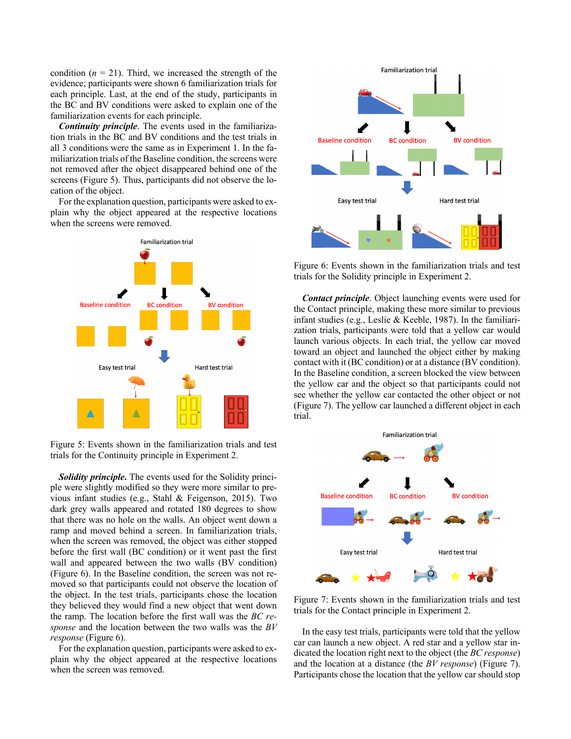condition ($n$ = 21). Third, we increased the strength of the evidence; participants were shown 6 familiarization trials for each principle. Last, at the end of the study, participants in the BC and BV conditions were asked to explain one of the familiarization events for each principle.

***Continuity principle***. The events used in the familiarization trials in the BC and BV conditions and the test trials in all 3 conditions were the same as in Experiment 1. In the familiarization trials of the Baseline condition, the screens were not removed after the object disappeared behind one of the screens (Figure 5). Thus, participants did not observe the location of the object.

For the explanation question, participants were asked to explain why the object appeared at the respective locations when the screens were removed.

Figure 5: Events shown in the familiarization trials and test trials for the Continuity principle in Experiment 2.

***Solidity principle.*** The events used for the Solidity principle were slightly modified so they were more similar to previous infant studies (e.g., Stahl & Feigenson, 2015). Two dark grey walls appeared and rotated 180 degrees to show that there was no hole on the walls. An object went down a ramp and moved behind a screen. In familiarization trials, when the screen was removed, the object was either stopped before the first wall (BC condition) or it went past the first wall and appeared between the two walls (BV condition) (Figure 6). In the Baseline condition, the screen was not removed so that participants could not observe the location of the object. In the test trials, participants chose the location they believed they would find a new object that went down the ramp. The location before the first wall was the *BC response* and the location between the two walls was the *BV response* (Figure 6).

For the explanation question, participants were asked to explain why the object appeared at the respective locations when the screen was removed.

Figure 6: Events shown in the familiarization trials and test trials for the Solidity principle in Experiment 2.

***Contact principle***. Object launching events were used for the Contact principle, making these more similar to previous infant studies (e.g., Leslie & Keeble, 1987). In the familiarization trials, participants were told that a yellow car would launch various objects. In each trial, the yellow car moved toward an object and launched the object either by making contact with it (BC condition) or at a distance (BV condition). In the Baseline condition, a screen blocked the view between the yellow car and the object so that participants could not see whether the yellow car contacted the other object or not (Figure 7). The yellow car launched a different object in each trial.

Figure 7: Events shown in the familiarization trials and test trials for the Contact principle in Experiment 2.

In the easy test trials, participants were told that the yellow car can launch a new object. A red star and a yellow star indicated the location right next to the object (the *BC response*) and the location at a distance (the *BV response*) (Figure 7). Participants chose the location that the yellow car should stop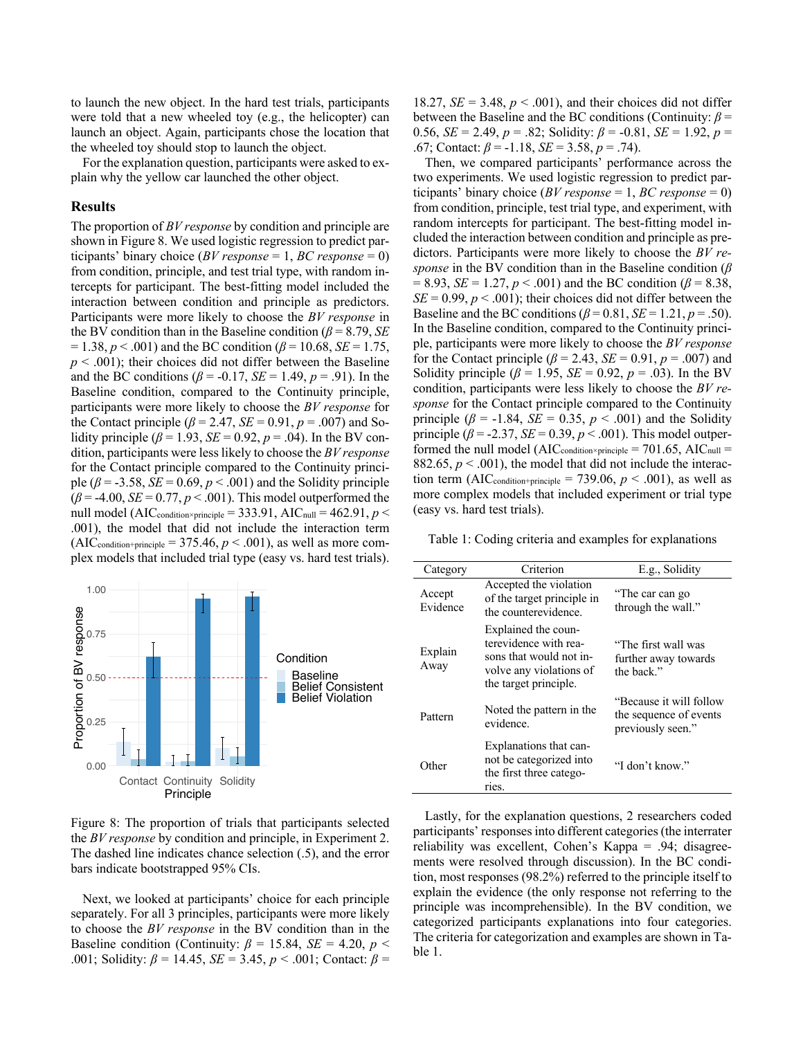to launch the new object. In the hard test trials, participants were told that a new wheeled toy (e.g., the helicopter) can launch an object. Again, participants chose the location that the wheeled toy should stop to launch the object.

For the explanation question, participants were asked to explain why the yellow car launched the other object.

## Results

The proportion of *BV response* by condition and principle are shown in Figure 8. We used logistic regression to predict participants' binary choice (*BV response* = 1, *BC response* = 0) from condition, principle, and test trial type, with random intercepts for participant. The best-fitting model included the interaction between condition and principle as predictors. Participants were more likely to choose the *BV response* in the BV condition than in the Baseline condition ($\beta$ = 8.79, *SE* = 1.38, $p < .001$) and the BC condition ($\beta$ = 10.68, *SE* = 1.75, $p < .001$); their choices did not differ between the Baseline and the BC conditions ($\beta$ = -0.17, *SE* = 1.49, $p$ = .91). In the Baseline condition, compared to the Continuity principle, participants were more likely to choose the *BV response* for the Contact principle ($\beta$ = 2.47, *SE* = 0.91, $p$ = .007) and Solidity principle ($\beta$ = 1.93, *SE* = 0.92, $p$ = .04). In the BV condition, participants were less likely to choose the *BV response* for the Contact principle compared to the Continuity principle ($\beta$ = -3.58, *SE* = 0.69, $p < .001$) and the Solidity principle ($\beta$ = -4.00, *SE* = 0.77, $p < .001$). This model outperformed the null model ($AIC_{condition \times principle}$ = 333.91, $AIC_{null}$ = 462.91, $p < .001$), the model that did not include the interaction term ($AIC_{condition+principle}$ = 375.46, $p < .001$), as well as more complex models that included trial type (easy vs. hard test trials).

Figure 8: The proportion of trials that participants selected the *BV response* by condition and principle, in Experiment 2. The dashed line indicates chance selection (.5), and the error bars indicate bootstrapped 95% CIs.

Next, we looked at participants' choice for each principle separately. For all 3 principles, participants were more likely to choose the *BV response* in the BV condition than in the Baseline condition (Continuity: $\beta$ = 15.84, *SE* = 4.20, $p < .001$; Solidity: $\beta$ = 14.45, *SE* = 3.45, $p < .001$; Contact: $\beta$ = 18.27, *SE* = 3.48, $p < .001$), and their choices did not differ between the Baseline and the BC conditions (Continuity: $\beta$ = 0.56, *SE* = 2.49, $p$ = .82; Solidity: $\beta$ = -0.81, *SE* = 1.92, $p$ = .67; Contact: $\beta$ = -1.18, *SE* = 3.58, $p$ = .74).

Then, we compared participants' performance across the two experiments. We used logistic regression to predict participants' binary choice (*BV response* = 1, *BC response* = 0) from condition, principle, test trial type, and experiment, with random intercepts for participant. The best-fitting model included the interaction between condition and principle as predictors. Participants were more likely to choose the *BV response* in the BV condition than in the Baseline condition ($\beta$ = 8.93, *SE* = 1.27, $p < .001$) and the BC condition ($\beta$ = 8.38, *SE* = 0.99, $p < .001$); their choices did not differ between the Baseline and the BC conditions ($\beta$ = 0.81, *SE* = 1.21, $p$ = .50). In the Baseline condition, compared to the Continuity principle, participants were more likely to choose the *BV response* for the Contact principle ($\beta$ = 2.43, *SE* = 0.91, $p$ = .007) and Solidity principle ($\beta$ = 1.95, *SE* = 0.92, $p$ = .03). In the BV condition, participants were less likely to choose the *BV response* for the Contact principle compared to the Continuity principle ($\beta$ = -1.84, *SE* = 0.35, $p < .001$) and the Solidity principle ($\beta$ = -2.37, *SE* = 0.39, $p < .001$). This model outperformed the null model ($AIC_{condition \times principle}$ = 701.65, $AIC_{null}$ = 882.65, $p < .001$), the model that did not include the interaction term ($AIC_{condition+principle}$ = 739.06, $p < .001$), as well as more complex models that included experiment or trial type (easy vs. hard test trials).

Table 1: Coding criteria and examples for explanations

| Category | Criterion | E.g., Solidity |
|---|---|---|
| Accept Evidence | Accepted the violation of the target principle in the counterevidence. | "The car can go through the wall." |
| Explain Away | Explained the counterevidence with reasons that would not involve any violations of the target principle. | "The first wall was further away towards the back." |
| Pattern | Noted the pattern in the evidence. | "Because it will follow the sequence of events previously seen." |
| Other | Explanations that cannot be categorized into the first three categories. | "I don't know." |

Lastly, for the explanation questions, 2 researchers coded participants' responses into different categories (the interrater reliability was excellent, Cohen's Kappa = .94; disagreements were resolved through discussion). In the BC condition, most responses (98.2%) referred to the principle itself to explain the evidence (the only response not referring to the principle was incomprehensible). In the BV condition, we categorized participants explanations into four categories. The criteria for categorization and examples are shown in Table 1.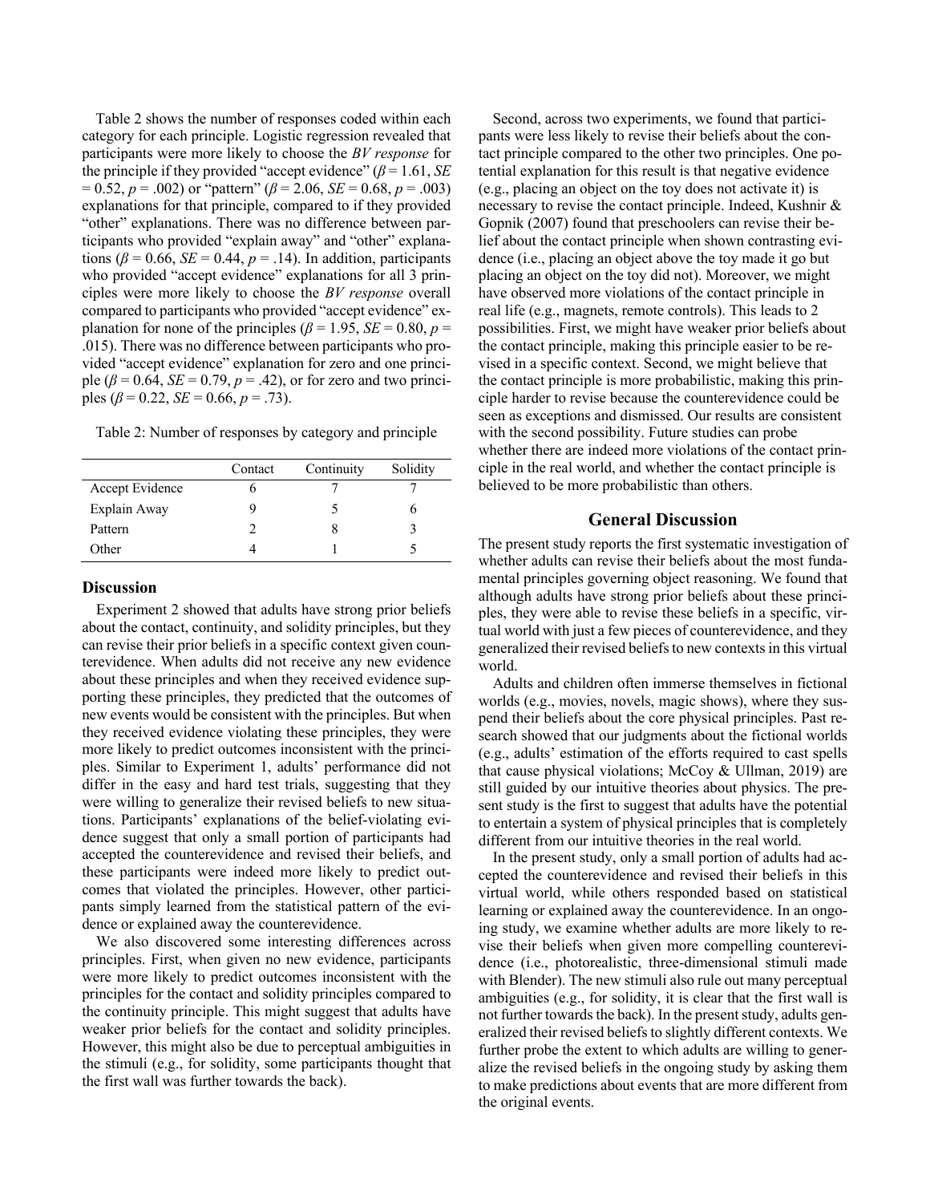Table 2 shows the number of responses coded within each category for each principle. Logistic regression revealed that participants were more likely to choose the *BV response* for the principle if they provided "accept evidence" ($\beta = 1.61$, $SE = 0.52$, $p = .002$) or "pattern" ($\beta = 2.06$, $SE = 0.68$, $p = .003$) explanations for that principle, compared to if they provided "other" explanations. There was no difference between participants who provided "explain away" and "other" explanations ($\beta = 0.66$, $SE = 0.44$, $p = .14$). In addition, participants who provided "accept evidence" explanations for all 3 principles were more likely to choose the *BV response* overall compared to participants who provided "accept evidence" explanation for none of the principles ($\beta = 1.95$, $SE = 0.80$, $p = .015$). There was no difference between participants who provided "accept evidence" explanation for zero and one principle ($\beta = 0.64$, $SE = 0.79$, $p = .42$), or for zero and two principles ($\beta = 0.22$, $SE = 0.66$, $p = .73$).

Table 2: Number of responses by category and principle

| | Contact | Continuity | Solidity |
|---|---|---|---|
| Accept Evidence | 6 | 7 | 7 |
| Explain Away | 9 | 5 | 6 |
| Pattern | 2 | 8 | 3 |
| Other | 4 | 1 | 5 |

### Discussion

Experiment 2 showed that adults have strong prior beliefs about the contact, continuity, and solidity principles, but they can revise their prior beliefs in a specific context given counterevidence. When adults did not receive any new evidence about these principles and when they received evidence supporting these principles, they predicted that the outcomes of new events would be consistent with the principles. But when they received evidence violating these principles, they were more likely to predict outcomes inconsistent with the principles. Similar to Experiment 1, adults' performance did not differ in the easy and hard test trials, suggesting that they were willing to generalize their revised beliefs to new situations. Participants' explanations of the belief-violating evidence suggest that only a small portion of participants had accepted the counterevidence and revised their beliefs, and these participants were indeed more likely to predict outcomes that violated the principles. However, other participants simply learned from the statistical pattern of the evidence or explained away the counterevidence.

We also discovered some interesting differences across principles. First, when given no new evidence, participants were more likely to predict outcomes inconsistent with the principles for the contact and solidity principles compared to the continuity principle. This might suggest that adults have weaker prior beliefs for the contact and solidity principles. However, this might also be due to perceptual ambiguities in the stimuli (e.g., for solidity, some participants thought that the first wall was further towards the back).

Second, across two experiments, we found that participants were less likely to revise their beliefs about the contact principle compared to the other two principles. One potential explanation for this result is that negative evidence (e.g., placing an object on the toy does not activate it) is necessary to revise the contact principle. Indeed, Kushnir & Gopnik (2007) found that preschoolers can revise their belief about the contact principle when shown contrasting evidence (i.e., placing an object above the toy made it go but placing an object on the toy did not). Moreover, we might have observed more violations of the contact principle in real life (e.g., magnets, remote controls). This leads to 2 possibilities. First, we might have weaker prior beliefs about the contact principle, making this principle easier to be revised in a specific context. Second, we might believe that the contact principle is more probabilistic, making this principle harder to revise because the counterevidence could be seen as exceptions and dismissed. Our results are consistent with the second possibility. Future studies can probe whether there are indeed more violations of the contact principle in the real world, and whether the contact principle is believed to be more probabilistic than others.

## General Discussion

The present study reports the first systematic investigation of whether adults can revise their beliefs about the most fundamental principles governing object reasoning. We found that although adults have strong prior beliefs about these principles, they were able to revise these beliefs in a specific, virtual world with just a few pieces of counterevidence, and they generalized their revised beliefs to new contexts in this virtual world.

Adults and children often immerse themselves in fictional worlds (e.g., movies, novels, magic shows), where they suspend their beliefs about the core physical principles. Past research showed that our judgments about the fictional worlds (e.g., adults' estimation of the efforts required to cast spells that cause physical violations; McCoy & Ullman, 2019) are still guided by our intuitive theories about physics. The present study is the first to suggest that adults have the potential to entertain a system of physical principles that is completely different from our intuitive theories in the real world.

In the present study, only a small portion of adults had accepted the counterevidence and revised their beliefs in this virtual world, while others responded based on statistical learning or explained away the counterevidence. In an ongoing study, we examine whether adults are more likely to revise their beliefs when given more compelling counterevidence (i.e., photorealistic, three-dimensional stimuli made with Blender). The new stimuli also rule out many perceptual ambiguities (e.g., for solidity, it is clear that the first wall is not further towards the back). In the present study, adults generalized their revised beliefs to slightly different contexts. We further probe the extent to which adults are willing to generalize the revised beliefs in the ongoing study by asking them to make predictions about events that are more different from the original events.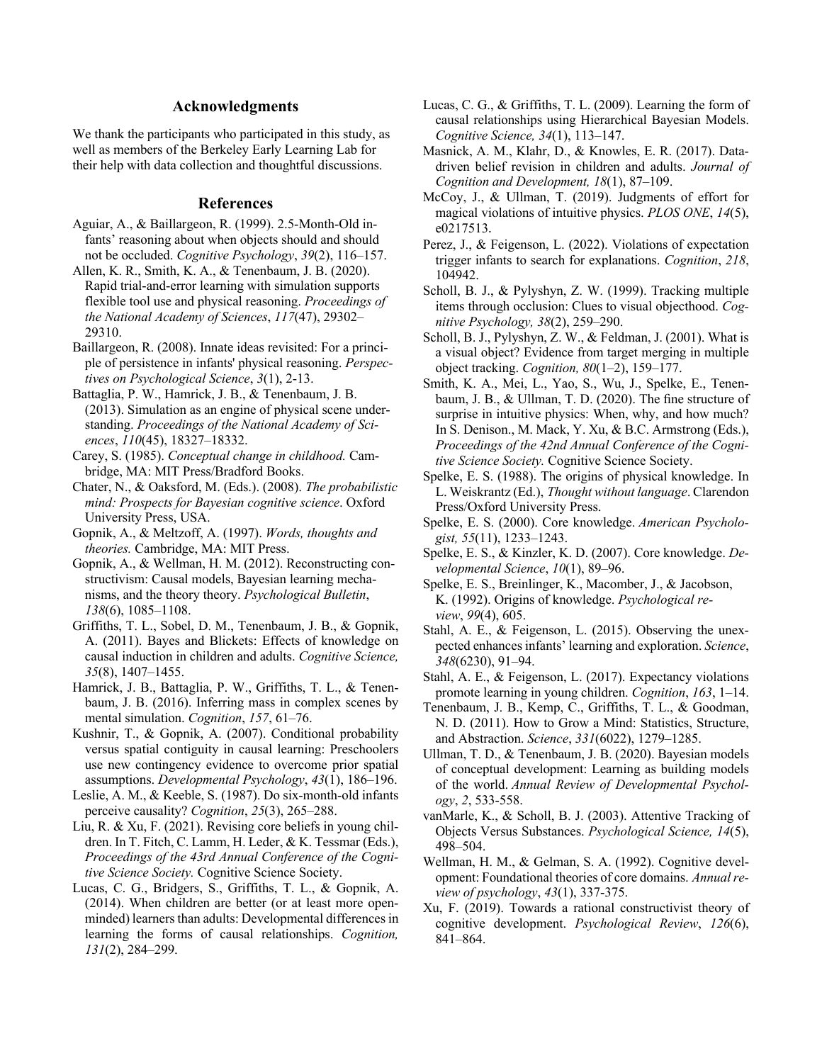## Acknowledgments

We thank the participants who participated in this study, as well as members of the Berkeley Early Learning Lab for their help with data collection and thoughtful discussions.

## References

Aguiar, A., & Baillargeon, R. (1999). 2.5-Month-Old infants' reasoning about when objects should and should not be occluded. *Cognitive Psychology*, *39*(2), 116–157.

Allen, K. R., Smith, K. A., & Tenenbaum, J. B. (2020). Rapid trial-and-error learning with simulation supports flexible tool use and physical reasoning. *Proceedings of the National Academy of Sciences*, *117*(47), 29302–29310.

Baillargeon, R. (2008). Innate ideas revisited: For a principle of persistence in infants' physical reasoning. *Perspectives on Psychological Science*, *3*(1), 2-13.

Battaglia, P. W., Hamrick, J. B., & Tenenbaum, J. B. (2013). Simulation as an engine of physical scene understanding. *Proceedings of the National Academy of Sciences*, *110*(45), 18327–18332.

Carey, S. (1985). *Conceptual change in childhood.* Cambridge, MA: MIT Press/Bradford Books.

Chater, N., & Oaksford, M. (Eds.). (2008). *The probabilistic mind: Prospects for Bayesian cognitive science*. Oxford University Press, USA.

Gopnik, A., & Meltzoff, A. (1997). *Words, thoughts and theories.* Cambridge, MA: MIT Press.

Gopnik, A., & Wellman, H. M. (2012). Reconstructing constructivism: Causal models, Bayesian learning mechanisms, and the theory theory. *Psychological Bulletin*, *138*(6), 1085–1108.

Griffiths, T. L., Sobel, D. M., Tenenbaum, J. B., & Gopnik, A. (2011). Bayes and Blickets: Effects of knowledge on causal induction in children and adults. *Cognitive Science, 35*(8), 1407–1455.

Hamrick, J. B., Battaglia, P. W., Griffiths, T. L., & Tenenbaum, J. B. (2016). Inferring mass in complex scenes by mental simulation. *Cognition*, *157*, 61–76.

Kushnir, T., & Gopnik, A. (2007). Conditional probability versus spatial contiguity in causal learning: Preschoolers use new contingency evidence to overcome prior spatial assumptions. *Developmental Psychology*, *43*(1), 186–196.

Leslie, A. M., & Keeble, S. (1987). Do six-month-old infants perceive causality? *Cognition*, *25*(3), 265–288.

Liu, R. & Xu, F. (2021). Revising core beliefs in young children. In T. Fitch, C. Lamm, H. Leder, & K. Tessmar (Eds.), *Proceedings of the 43rd Annual Conference of the Cognitive Science Society.* Cognitive Science Society.

Lucas, C. G., Bridgers, S., Griffiths, T. L., & Gopnik, A. (2014). When children are better (or at least more open-minded) learners than adults: Developmental differences in learning the forms of causal relationships. *Cognition, 131*(2), 284–299.

Lucas, C. G., & Griffiths, T. L. (2009). Learning the form of causal relationships using Hierarchical Bayesian Models. *Cognitive Science, 34*(1), 113–147.

Masnick, A. M., Klahr, D., & Knowles, E. R. (2017). Data-driven belief revision in children and adults. *Journal of Cognition and Development, 18*(1), 87–109.

McCoy, J., & Ullman, T. (2019). Judgments of effort for magical violations of intuitive physics. *PLOS ONE*, *14*(5), e0217513.

Perez, J., & Feigenson, L. (2022). Violations of expectation trigger infants to search for explanations. *Cognition*, *218*, 104942.

Scholl, B. J., & Pylyshyn, Z. W. (1999). Tracking multiple items through occlusion: Clues to visual objecthood. *Cognitive Psychology, 38*(2), 259–290.

Scholl, B. J., Pylyshyn, Z. W., & Feldman, J. (2001). What is a visual object? Evidence from target merging in multiple object tracking. *Cognition, 80*(1–2), 159–177.

Smith, K. A., Mei, L., Yao, S., Wu, J., Spelke, E., Tenenbaum, J. B., & Ullman, T. D. (2020). The fine structure of surprise in intuitive physics: When, why, and how much? In S. Denison., M. Mack, Y. Xu, & B.C. Armstrong (Eds.), *Proceedings of the 42nd Annual Conference of the Cognitive Science Society.* Cognitive Science Society.

Spelke, E. S. (1988). The origins of physical knowledge. In L. Weiskrantz (Ed.), *Thought without language*. Clarendon Press/Oxford University Press.

Spelke, E. S. (2000). Core knowledge. *American Psychologist, 55*(11), 1233–1243.

Spelke, E. S., & Kinzler, K. D. (2007). Core knowledge. *Developmental Science*, *10*(1), 89–96.

Spelke, E. S., Breinlinger, K., Macomber, J., & Jacobson, K. (1992). Origins of knowledge. *Psychological review*, *99*(4), 605.

Stahl, A. E., & Feigenson, L. (2015). Observing the unexpected enhances infants' learning and exploration. *Science*, *348*(6230), 91–94.

Stahl, A. E., & Feigenson, L. (2017). Expectancy violations promote learning in young children. *Cognition*, *163*, 1–14.

Tenenbaum, J. B., Kemp, C., Griffiths, T. L., & Goodman, N. D. (2011). How to Grow a Mind: Statistics, Structure, and Abstraction. *Science*, *331*(6022), 1279–1285.

Ullman, T. D., & Tenenbaum, J. B. (2020). Bayesian models of conceptual development: Learning as building models of the world. *Annual Review of Developmental Psychology*, *2*, 533-558.

vanMarle, K., & Scholl, B. J. (2003). Attentive Tracking of Objects Versus Substances. *Psychological Science, 14*(5), 498–504.

Wellman, H. M., & Gelman, S. A. (1992). Cognitive development: Foundational theories of core domains. *Annual review of psychology*, *43*(1), 337-375.

Xu, F. (2019). Towards a rational constructivist theory of cognitive development. *Psychological Review*, *126*(6), 841–864.